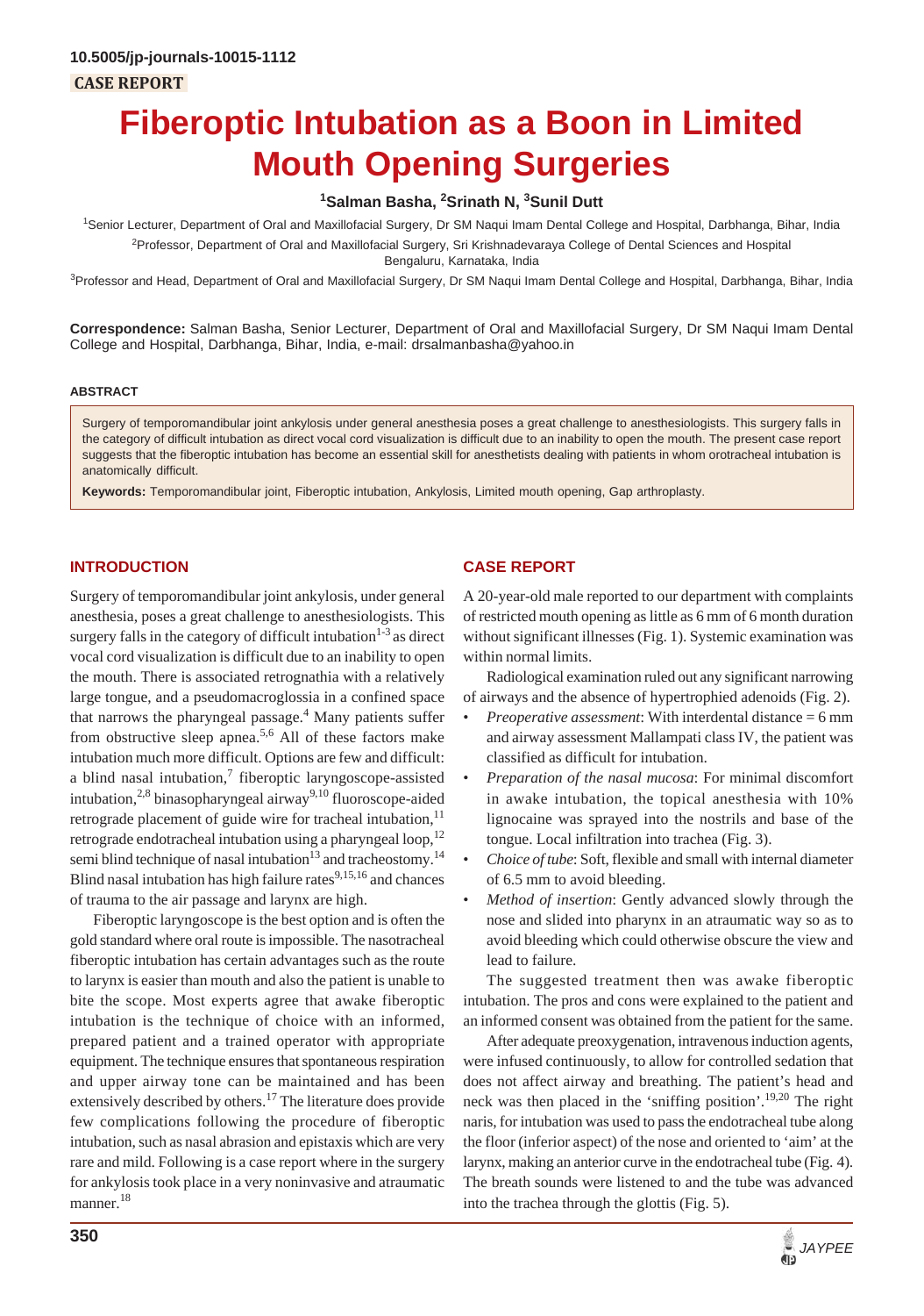10.5005/jp-journals-10015-1112

CASE REPORT

# Fiberoptic Intubation as a Boon in Limited Mouth Opening Surgeries

[1]Salman Basha, [2]Srinath N, [3]Sunil Dutt

[1]Senior Lecturer, Department of Oral and Maxillofacial Surgery, Dr SM Naqui Imam Dental College and Hospital, Darbhanga, Bihar, India

[2]Professor, Department of Oral and Maxillofacial Surgery, Sri Krishnadevaraya College of Dental Sciences and Hospital Bengaluru, Karnataka, India

[3]Professor and Head, Department of Oral and Maxillofacial Surgery, Dr SM Naqui Imam Dental College and Hospital, Darbhanga, Bihar, India

**Correspondence:** Salman Basha, Senior Lecturer, Department of Oral and Maxillofacial Surgery, Dr SM Naqui Imam Dental College and Hospital, Darbhanga, Bihar, India, e-mail: drsalmanbasha@yahoo.in

## ABSTRACT

Surgery of temporomandibular joint ankylosis under general anesthesia poses a great challenge to anesthesiologists. This surgery falls in the category of difficult intubation as direct vocal cord visualization is difficult due to an inability to open the mouth. The present case report suggests that the fiberoptic intubation has become an essential skill for anesthetists dealing with patients in whom orotracheal intubation is anatomically difficult.

**Keywords:** Temporomandibular joint, Fiberoptic intubation, Ankylosis, Limited mouth opening, Gap arthroplasty.

## INTRODUCTION

Surgery of temporomandibular joint ankylosis, under general anesthesia, poses a great challenge to anesthesiologists. This surgery falls in the category of difficult intubation[1-3] as direct vocal cord visualization is difficult due to an inability to open the mouth. There is associated retrognathia with a relatively large tongue, and a pseudomacroglossia in a confined space that narrows the pharyngeal passage.[4] Many patients suffer from obstructive sleep apnea.[5,6] All of these factors make intubation much more difficult. Options are few and difficult: a blind nasal intubation,[7] fiberoptic laryngoscope-assisted intubation,[2,8] binasopharyngeal airway[9,10] fluoroscope-aided retrograde placement of guide wire for tracheal intubation,[11] retrograde endotracheal intubation using a pharyngeal loop,[12] semi blind technique of nasal intubation[13] and tracheostomy.[14] Blind nasal intubation has high failure rates[9,15,16] and chances of trauma to the air passage and larynx are high.

Fiberoptic laryngoscope is the best option and is often the gold standard where oral route is impossible. The nasotracheal fiberoptic intubation has certain advantages such as the route to larynx is easier than mouth and also the patient is unable to bite the scope. Most experts agree that awake fiberoptic intubation is the technique of choice with an informed, prepared patient and a trained operator with appropriate equipment. The technique ensures that spontaneous respiration and upper airway tone can be maintained and has been extensively described by others.[17] The literature does provide few complications following the procedure of fiberoptic intubation, such as nasal abrasion and epistaxis which are very rare and mild. Following is a case report where in the surgery for ankylosis took place in a very noninvasive and atraumatic manner.[18]

## CASE REPORT

A 20-year-old male reported to our department with complaints of restricted mouth opening as little as 6 mm of 6 month duration without significant illnesses (Fig. 1). Systemic examination was within normal limits.

Radiological examination ruled out any significant narrowing of airways and the absence of hypertrophied adenoids (Fig. 2).

- *Preoperative assessment*: With interdental distance = 6 mm and airway assessment Mallampati class IV, the patient was classified as difficult for intubation.
- *Preparation of the nasal mucosa*: For minimal discomfort in awake intubation, the topical anesthesia with 10% lignocaine was sprayed into the nostrils and base of the tongue. Local infiltration into trachea (Fig. 3).
- *Choice of tube*: Soft, flexible and small with internal diameter of 6.5 mm to avoid bleeding.
- *Method of insertion*: Gently advanced slowly through the nose and slided into pharynx in an atraumatic way so as to avoid bleeding which could otherwise obscure the view and lead to failure.

The suggested treatment then was awake fiberoptic intubation. The pros and cons were explained to the patient and an informed consent was obtained from the patient for the same.

After adequate preoxygenation, intravenous induction agents, were infused continuously, to allow for controlled sedation that does not affect airway and breathing. The patient's head and neck was then placed in the 'sniffing position'.[19,20] The right naris, for intubation was used to pass the endotracheal tube along the floor (inferior aspect) of the nose and oriented to 'aim' at the larynx, making an anterior curve in the endotracheal tube (Fig. 4). The breath sounds were listened to and the tube was advanced into the trachea through the glottis (Fig. 5).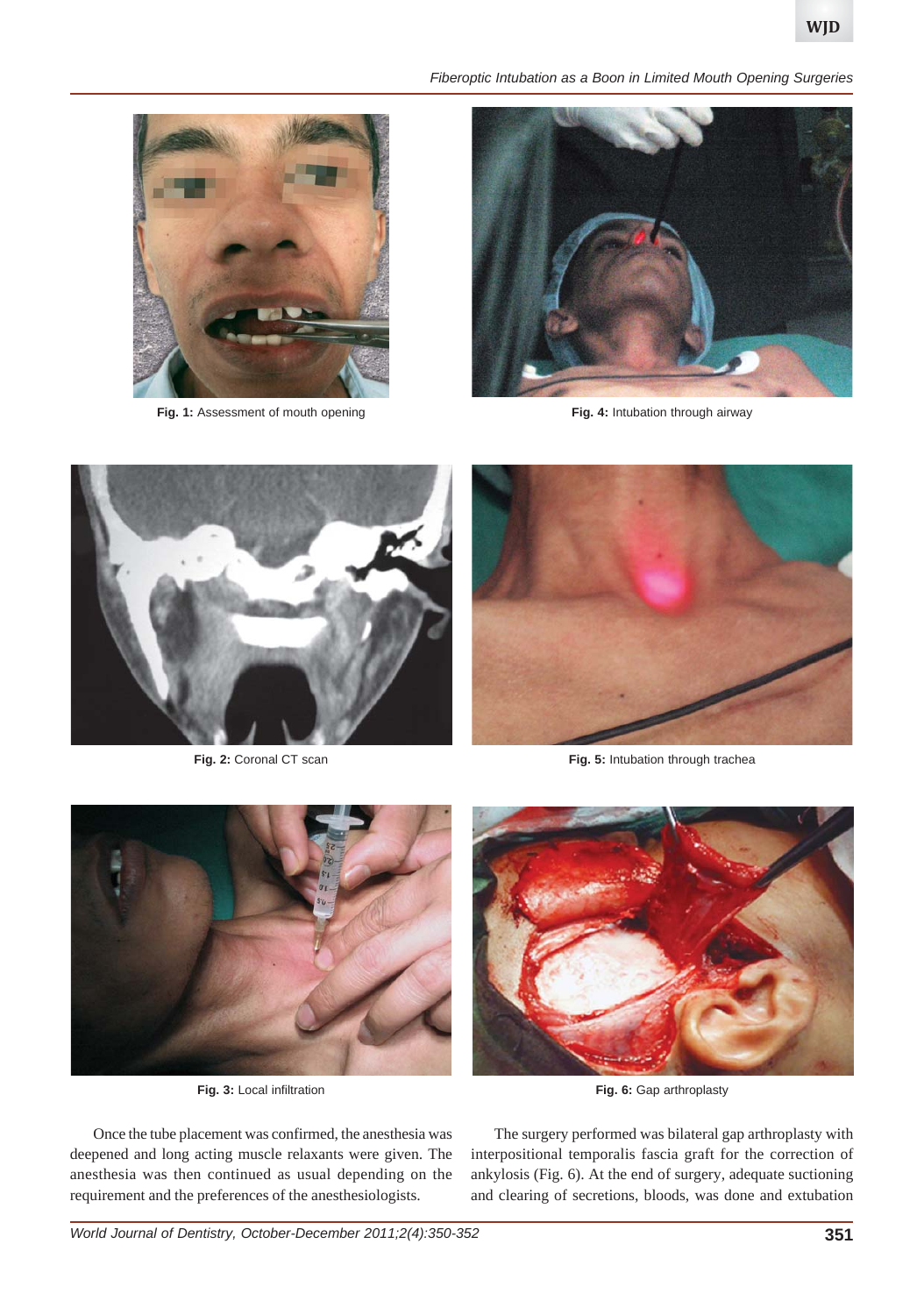Fig. 1: Assessment of mouth opening

Fig. 4: Intubation through airway

Fig. 2: Coronal CT scan

Fig. 5: Intubation through trachea

Fig. 3: Local infiltration

Fig. 6: Gap arthroplasty

Once the tube placement was confirmed, the anesthesia was deepened and long acting muscle relaxants were given. The anesthesia was then continued as usual depending on the requirement and the preferences of the anesthesiologists.

The surgery performed was bilateral gap arthroplasty with interpositional temporalis fascia graft for the correction of ankylosis (Fig. 6). At the end of surgery, adequate suctioning and clearing of secretions, bloods, was done and extubation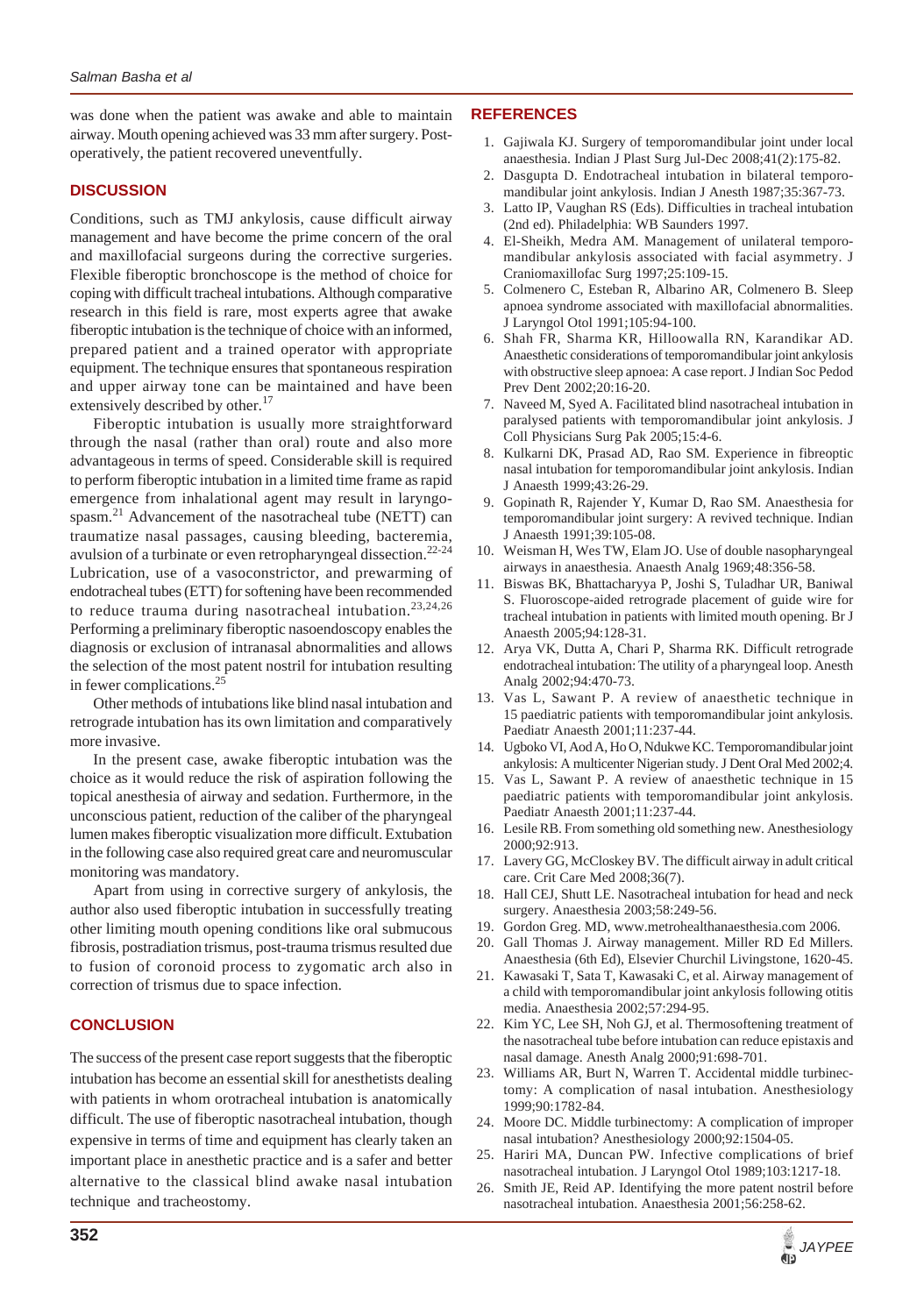was done when the patient was awake and able to maintain airway. Mouth opening achieved was 33 mm after surgery. Postoperatively, the patient recovered uneventfully.

## DISCUSSION

Conditions, such as TMJ ankylosis, cause difficult airway management and have become the prime concern of the oral and maxillofacial surgeons during the corrective surgeries. Flexible fiberoptic bronchoscope is the method of choice for coping with difficult tracheal intubations. Although comparative research in this field is rare, most experts agree that awake fiberoptic intubation is the technique of choice with an informed, prepared patient and a trained operator with appropriate equipment. The technique ensures that spontaneous respiration and upper airway tone can be maintained and have been extensively described by other.[17]

Fiberoptic intubation is usually more straightforward through the nasal (rather than oral) route and also more advantageous in terms of speed. Considerable skill is required to perform fiberoptic intubation in a limited time frame as rapid emergence from inhalational agent may result in laryngospasm.[21] Advancement of the nasotracheal tube (NETT) can traumatize nasal passages, causing bleeding, bacteremia, avulsion of a turbinate or even retropharyngeal dissection.[22-24] Lubrication, use of a vasoconstrictor, and prewarming of endotracheal tubes (ETT) for softening have been recommended to reduce trauma during nasotracheal intubation.[23,24,26] Performing a preliminary fiberoptic nasoendoscopy enables the diagnosis or exclusion of intranasal abnormalities and allows the selection of the most patent nostril for intubation resulting in fewer complications.[25]

Other methods of intubations like blind nasal intubation and retrograde intubation has its own limitation and comparatively more invasive.

In the present case, awake fiberoptic intubation was the choice as it would reduce the risk of aspiration following the topical anesthesia of airway and sedation. Furthermore, in the unconscious patient, reduction of the caliber of the pharyngeal lumen makes fiberoptic visualization more difficult. Extubation in the following case also required great care and neuromuscular monitoring was mandatory.

Apart from using in corrective surgery of ankylosis, the author also used fiberoptic intubation in successfully treating other limiting mouth opening conditions like oral submucous fibrosis, postradiation trismus, post-trauma trismus resulted due to fusion of coronoid process to zygomatic arch also in correction of trismus due to space infection.

## CONCLUSION

The success of the present case report suggests that the fiberoptic intubation has become an essential skill for anesthetists dealing with patients in whom orotracheal intubation is anatomically difficult. The use of fiberoptic nasotracheal intubation, though expensive in terms of time and equipment has clearly taken an important place in anesthetic practice and is a safer and better alternative to the classical blind awake nasal intubation technique and tracheostomy.

## REFERENCES

1. Gajiwala KJ. Surgery of temporomandibular joint under local anaesthesia. Indian J Plast Surg Jul-Dec 2008;41(2):175-82.
2. Dasgupta D. Endotracheal intubation in bilateral temporomandibular joint ankylosis. Indian J Anesth 1987;35:367-73.
3. Latto IP, Vaughan RS (Eds). Difficulties in tracheal intubation (2nd ed). Philadelphia: WB Saunders 1997.
4. El-Sheikh, Medra AM. Management of unilateral temporomandibular ankylosis associated with facial asymmetry. J Craniomaxillofac Surg 1997;25:109-15.
5. Colmenero C, Esteban R, Albarino AR, Colmenero B. Sleep apnoea syndrome associated with maxillofacial abnormalities. J Laryngol Otol 1991;105:94-100.
6. Shah FR, Sharma KR, Hilloowalla RN, Karandikar AD. Anaesthetic considerations of temporomandibular joint ankylosis with obstructive sleep apnoea: A case report. J Indian Soc Pedod Prev Dent 2002;20:16-20.
7. Naveed M, Syed A. Facilitated blind nasotracheal intubation in paralysed patients with temporomandibular joint ankylosis. J Coll Physicians Surg Pak 2005;15:4-6.
8. Kulkarni DK, Prasad AD, Rao SM. Experience in fibreoptic nasal intubation for temporomandibular joint ankylosis. Indian J Anaesth 1999;43:26-29.
9. Gopinath R, Rajender Y, Kumar D, Rao SM. Anaesthesia for temporomandibular joint surgery: A revived technique. Indian J Anaesth 1991;39:105-08.
10. Weisman H, Wes TW, Elam JO. Use of double nasopharyngeal airways in anaesthesia. Anaesth Analg 1969;48:356-58.
11. Biswas BK, Bhattacharyya P, Joshi S, Tuladhar UR, Baniwal S. Fluoroscope-aided retrograde placement of guide wire for tracheal intubation in patients with limited mouth opening. Br J Anaesth 2005;94:128-31.
12. Arya VK, Dutta A, Chari P, Sharma RK. Difficult retrograde endotracheal intubation: The utility of a pharyngeal loop. Anesth Analg 2002;94:470-73.
13. Vas L, Sawant P. A review of anaesthetic technique in 15 paediatric patients with temporomandibular joint ankylosis. Paediatr Anaesth 2001;11:237-44.
14. Ugboko VI, Aod A, Ho O, Ndukwe KC. Temporomandibular joint ankylosis: A multicenter Nigerian study. J Dent Oral Med 2002;4.
15. Vas L, Sawant P. A review of anaesthetic technique in 15 paediatric patients with temporomandibular joint ankylosis. Paediatr Anaesth 2001;11:237-44.
16. Lesile RB. From something old something new. Anesthesiology 2000;92:913.
17. Lavery GG, McCloskey BV. The difficult airway in adult critical care. Crit Care Med 2008;36(7).
18. Hall CEJ, Shutt LE. Nasotracheal intubation for head and neck surgery. Anaesthesia 2003;58:249-56.
19. Gordon Greg. MD, www.metrohealthanaesthesia.com 2006.
20. Gall Thomas J. Airway management. Miller RD Ed Millers. Anaesthesia (6th Ed), Elsevier Churchil Livingstone, 1620-45.
21. Kawasaki T, Sata T, Kawasaki C, et al. Airway management of a child with temporomandibular joint ankylosis following otitis media. Anaesthesia 2002;57:294-95.
22. Kim YC, Lee SH, Noh GJ, et al. Thermosoftening treatment of the nasotracheal tube before intubation can reduce epistaxis and nasal damage. Anesth Analg 2000;91:698-701.
23. Williams AR, Burt N, Warren T. Accidental middle turbinectomy: A complication of nasal intubation. Anesthesiology 1999;90:1782-84.
24. Moore DC. Middle turbinectomy: A complication of improper nasal intubation? Anesthesiology 2000;92:1504-05.
25. Hariri MA, Duncan PW. Infective complications of brief nasotracheal intubation. J Laryngol Otol 1989;103:1217-18.
26. Smith JE, Reid AP. Identifying the more patent nostril before nasotracheal intubation. Anaesthesia 2001;56:258-62.